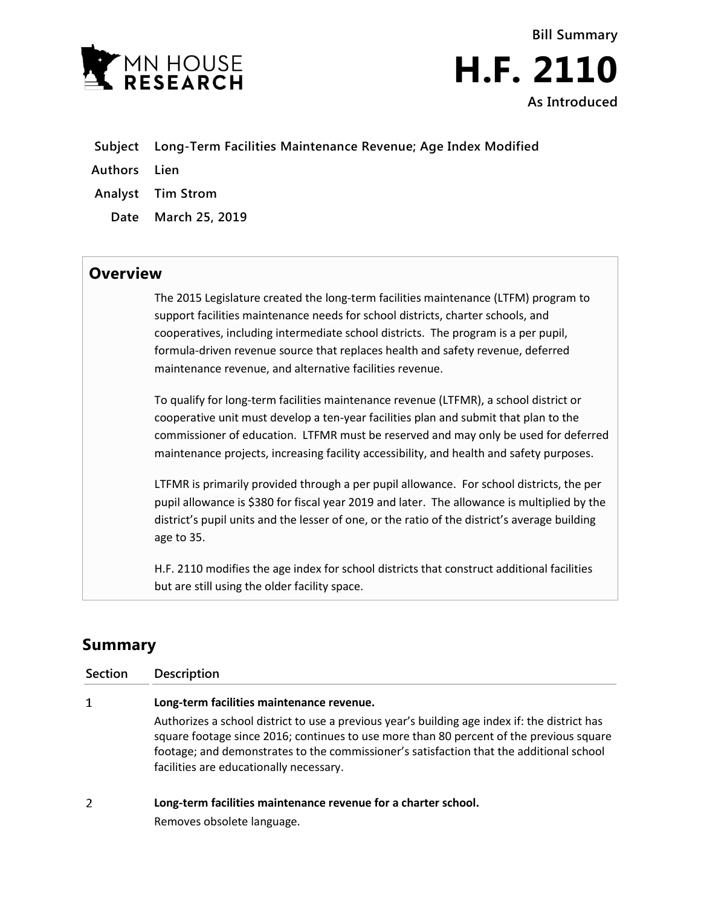MN HOUSE RESEARCH

# Bill Summary H.F. 2110

**As Introduced**

**Subject** Long-Term Facilities Maintenance Revenue; Age Index Modified

**Authors** Lien

**Analyst** Tim Strom

**Date** March 25, 2019

## Overview

The 2015 Legislature created the long-term facilities maintenance (LTFM) program to support facilities maintenance needs for school districts, charter schools, and cooperatives, including intermediate school districts. The program is a per pupil, formula-driven revenue source that replaces health and safety revenue, deferred maintenance revenue, and alternative facilities revenue.

To qualify for long-term facilities maintenance revenue (LTFMR), a school district or cooperative unit must develop a ten-year facilities plan and submit that plan to the commissioner of education. LTFMR must be reserved and may only be used for deferred maintenance projects, increasing facility accessibility, and health and safety purposes.

LTFMR is primarily provided through a per pupil allowance. For school districts, the per pupil allowance is $380 for fiscal year 2019 and later. The allowance is multiplied by the district's pupil units and the lesser of one, or the ratio of the district's average building age to 35.

H.F. 2110 modifies the age index for school districts that construct additional facilities but are still using the older facility space.

## Summary

| Section | Description |
|---|---|
| 1 | **Long-term facilities maintenance revenue.** Authorizes a school district to use a previous year's building age index if: the district has square footage since 2016; continues to use more than 80 percent of the previous square footage; and demonstrates to the commissioner's satisfaction that the additional school facilities are educationally necessary. |
| 2 | **Long-term facilities maintenance revenue for a charter school.** Removes obsolete language. |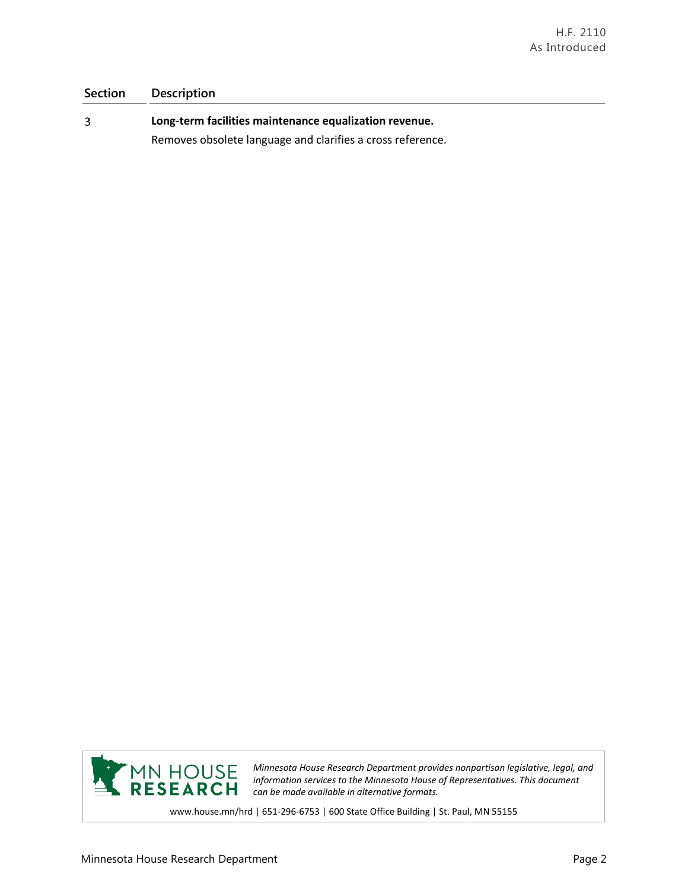| Section | Description |
|---|---|
| 3 | **Long-term facilities maintenance equalization revenue.** Removes obsolete language and clarifies a cross reference. |

*Minnesota House Research Department provides nonpartisan legislative, legal, and information services to the Minnesota House of Representatives. This document can be made available in alternative formats.*

www.house.mn/hrd | 651-296-6753 | 600 State Office Building | St. Paul, MN 55155